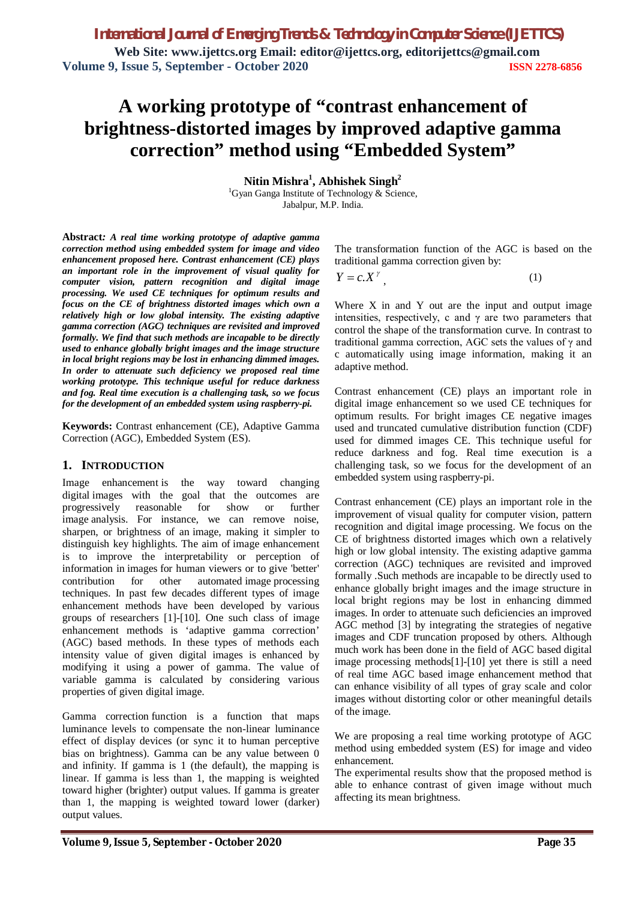# A working prototype of "contrast enhancement of brightness-distorted images by improved adaptive gamma correction" method using "Embedded System"

**Nitin Mishra[1], Abhishek Singh[2]**

[1]Gyan Ganga Institute of Technology & Science,
Jabalpur, M.P. India.

**Abstract***: A real time working prototype of adaptive gamma correction method using embedded system for image and video enhancement proposed here. Contrast enhancement (CE) plays an important role in the improvement of visual quality for computer vision, pattern recognition and digital image processing. We used CE techniques for optimum results and focus on the CE of brightness distorted images which own a relatively high or low global intensity. The existing adaptive gamma correction (AGC) techniques are revisited and improved formally. We find that such methods are incapable to be directly used to enhance globally bright images and the image structure in local bright regions may be lost in enhancing dimmed images. In order to attenuate such deficiency we proposed real time working prototype. This technique useful for reduce darkness and fog. Real time execution is a challenging task, so we focus for the development of an embedded system using raspberry-pi.*

**Keywords:** Contrast enhancement (CE), Adaptive Gamma Correction (AGC), Embedded System (ES).

## 1. INTRODUCTION

Image enhancement is the way toward changing digital images with the goal that the outcomes are progressively reasonable for show or further image analysis. For instance, we can remove noise, sharpen, or brightness of an image, making it simpler to distinguish key highlights. The aim of image enhancement is to improve the interpretability or perception of information in images for human viewers or to give 'better' contribution for other automated image processing techniques. In past few decades different types of image enhancement methods have been developed by various groups of researchers [1]-[10]. One such class of image enhancement methods is 'adaptive gamma correction' (AGC) based methods. In these types of methods each intensity value of given digital images is enhanced by modifying it using a power of gamma. The value of variable gamma is calculated by considering various properties of given digital image.

Gamma correction function is a function that maps luminance levels to compensate the non-linear luminance effect of display devices (or sync it to human perceptive bias on brightness). Gamma can be any value between 0 and infinity. If gamma is 1 (the default), the mapping is linear. If gamma is less than 1, the mapping is weighted toward higher (brighter) output values. If gamma is greater than 1, the mapping is weighted toward lower (darker) output values.

The transformation function of the AGC is based on the traditional gamma correction given by:

$$Y = c.X^{\gamma} , \tag{1}$$

Where X in and Y out are the input and output image intensities, respectively, c and γ are two parameters that control the shape of the transformation curve. In contrast to traditional gamma correction, AGC sets the values of γ and c automatically using image information, making it an adaptive method.

Contrast enhancement (CE) plays an important role in digital image enhancement so we used CE techniques for optimum results. For bright images CE negative images used and truncated cumulative distribution function (CDF) used for dimmed images CE. This technique useful for reduce darkness and fog. Real time execution is a challenging task, so we focus for the development of an embedded system using raspberry-pi.

Contrast enhancement (CE) plays an important role in the improvement of visual quality for computer vision, pattern recognition and digital image processing. We focus on the CE of brightness distorted images which own a relatively high or low global intensity. The existing adaptive gamma correction (AGC) techniques are revisited and improved formally .Such methods are incapable to be directly used to enhance globally bright images and the image structure in local bright regions may be lost in enhancing dimmed images. In order to attenuate such deficiencies an improved AGC method [3] by integrating the strategies of negative images and CDF truncation proposed by others. Although much work has been done in the field of AGC based digital image processing methods[1]-[10] yet there is still a need of real time AGC based image enhancement method that can enhance visibility of all types of gray scale and color images without distorting color or other meaningful details of the image.

We are proposing a real time working prototype of AGC method using embedded system (ES) for image and video enhancement.

The experimental results show that the proposed method is able to enhance contrast of given image without much affecting its mean brightness.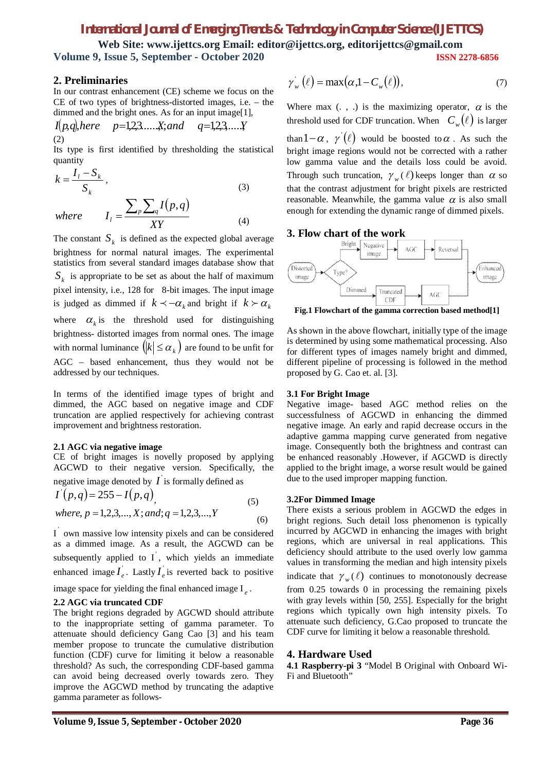## 2. Preliminaries

In our contrast enhancement (CE) scheme we focus on the CE of two types of brightness-distorted images, i.e. – the dimmed and the bright ones. As for an input image[1],

$$I(p,q), here \quad p = 1,2,3.....X; and \quad q = 1,2,3.....Y \tag{2}$$

Its type is first identified by thresholding the statistical quantity

$$k = \frac{I_l - S_k}{S_k}, \tag{3}$$

$$where \quad I_l = \frac{\sum_p \sum_q I(p,q)}{XY} \tag{4}$$

The constant $S_k$ is defined as the expected global average brightness for normal natural images. The experimental statistics from several standard images database show that $S_k$ is appropriate to be set as about the half of maximum pixel intensity, i.e., 128 for 8-bit images. The input image is judged as dimmed if $k \prec -\alpha_k$ and bright if $k \succ \alpha_k$ where $\alpha_k$ is the threshold used for distinguishing brightness- distorted images from normal ones. The image with normal luminance $(|k| \leq \alpha_k)$ are found to be unfit for AGC – based enhancement, thus they would not be addressed by our techniques.

In terms of the identified image types of bright and dimmed, the AGC based on negative image and CDF truncation are applied respectively for achieving contrast improvement and brightness restoration.

### 2.1 AGC via negative image

CE of bright images is novelly proposed by applying AGCWD to their negative version. Specifically, the negative image denoted by $I^{'}$ is formally defined as

$$I^{'}(p,q) = 255 - I(p,q), \tag{5}$$

$$where, p = 1,2,3,...,X; and; q = 1,2,3,...,Y \tag{6}$$

$I^{'}$ own massive low intensity pixels and can be considered as a dimmed image. As a result, the AGCWD can be subsequently applied to $I^{'}$, which yields an immediate enhanced image $I_e^{'}$. Lastly $I_e^{'}$ is reverted back to positive image space for yielding the final enhanced image $I_e$.

### 2.2 AGC via truncated CDF

The bright regions degraded by AGCWD should attribute to the inappropriate setting of gamma parameter. To attenuate should deficiency Gang Cao [3] and his team member propose to truncate the cumulative distribution function (CDF) curve for limiting it below a reasonable threshold? As such, the corresponding CDF-based gamma can avoid being decreased overly towards zero. They improve the AGCWD method by truncating the adaptive gamma parameter as follows-

$$\gamma_w^{'}(\ell) = \max(\alpha, 1 - C_w(\ell)), \tag{7}$$

Where max (. , .) is the maximizing operator, $\alpha$ is the threshold used for CDF truncation. When $C_w(\ell)$ is larger than $1-\alpha$, $\gamma^{'}(\ell)$ would be boosted to $\alpha$. As such the bright image regions would not be corrected with a rather low gamma value and the details loss could be avoid. Through such truncation, $\gamma_w(\ell)$ keeps longer than $\alpha$ so that the contrast adjustment for bright pixels are restricted reasonable. Meanwhile, the gamma value $\alpha$ is also small enough for extending the dynamic range of dimmed pixels.

## 3. Flow chart of the work

**Fig.1 Flowchart of the gamma correction based method[1]**

As shown in the above flowchart, initially type of the image is determined by using some mathematical processing. Also for different types of images namely bright and dimmed, different pipeline of processing is followed in the method proposed by G. Cao et. al. [3].

### 3.1 For Bright Image

Negative image- based AGC method relies on the successfulness of AGCWD in enhancing the dimmed negative image. An early and rapid decrease occurs in the adaptive gamma mapping curve generated from negative image. Consequently both the brightness and contrast can be enhanced reasonably .However, if AGCWD is directly applied to the bright image, a worse result would be gained due to the used improper mapping function.

### 3.2For Dimmed Image

There exists a serious problem in AGCWD the edges in bright regions. Such detail loss phenomenon is typically incurred by AGCWD in enhancing the images with bright regions, which are universal in real applications. This deficiency should attribute to the used overly low gamma values in transforming the median and high intensity pixels indicate that $\gamma_w(\ell)$ continues to monotonously decrease from 0.25 towards 0 in processing the remaining pixels with gray levels within [50, 255]. Especially for the bright regions which typically own high intensity pixels. To attenuate such deficiency, G.Cao proposed to truncate the CDF curve for limiting it below a reasonable threshold.

## 4. Hardware Used

**4.1 Raspberry-pi 3** "Model B Original with Onboard Wi-Fi and Bluetooth"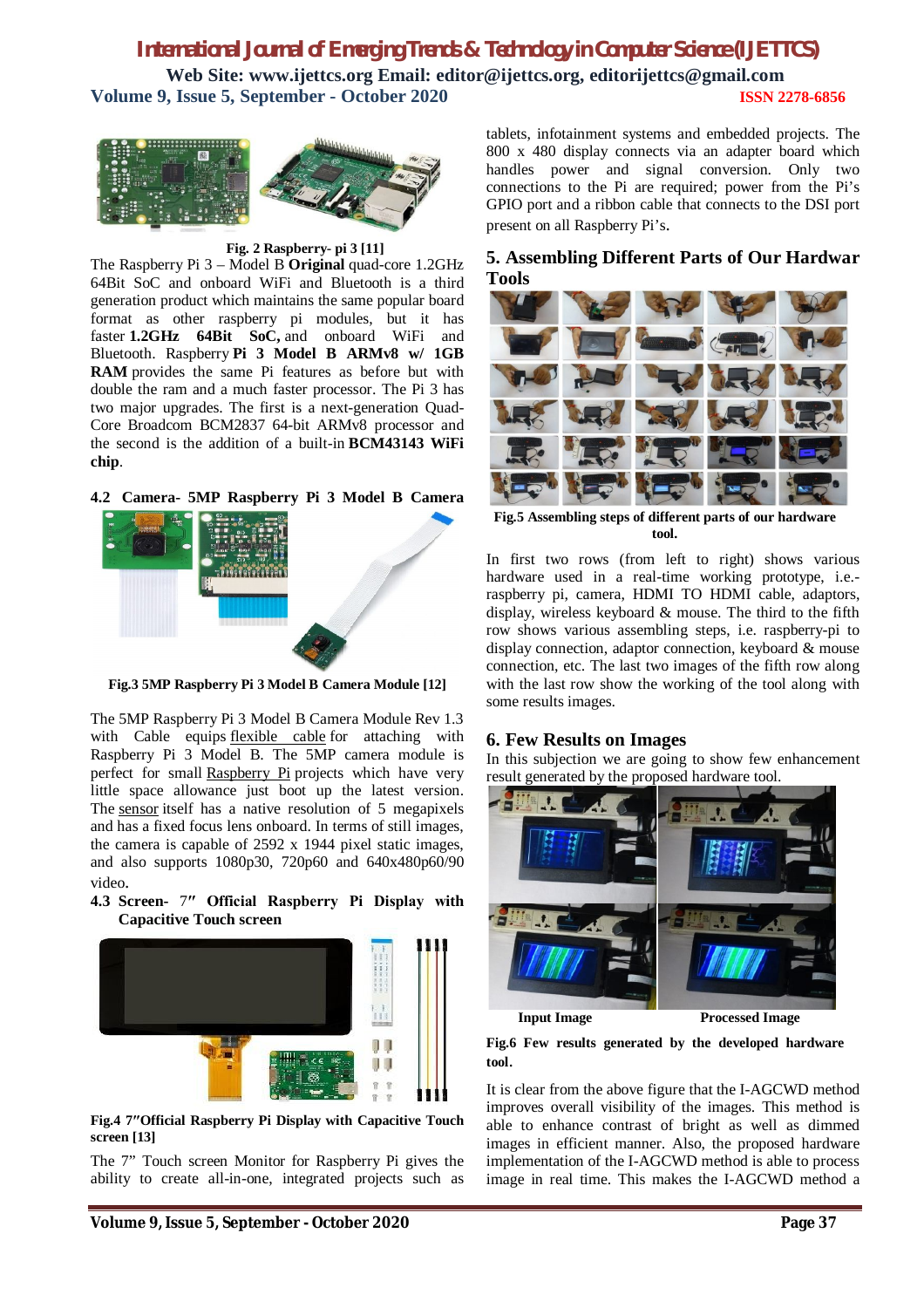Fig. 2 Raspberry- pi 3 [11]

The Raspberry Pi 3 – Model B **Original** quad-core 1.2GHz 64Bit SoC and onboard WiFi and Bluetooth is a third generation product which maintains the same popular board format as other raspberry pi modules, but it has faster **1.2GHz 64Bit SoC,** and onboard WiFi and Bluetooth. Raspberry **Pi 3 Model B ARMv8 w/ 1GB RAM** provides the same Pi features as before but with double the ram and a much faster processor. The Pi 3 has two major upgrades. The first is a next-generation Quad-Core Broadcom BCM2837 64-bit ARMv8 processor and the second is the addition of a built-in **BCM43143 WiFi chip**.

### 4.2 Camera- 5MP Raspberry Pi 3 Model B Camera

**Fig.3 5MP Raspberry Pi 3 Model B Camera Module [12]**

The 5MP Raspberry Pi 3 Model B Camera Module Rev 1.3 with Cable equips flexible cable for attaching with Raspberry Pi 3 Model B. The 5MP camera module is perfect for small Raspberry Pi projects which have very little space allowance just boot up the latest version. The sensor itself has a native resolution of 5 megapixels and has a fixed focus lens onboard. In terms of still images, the camera is capable of 2592 x 1944 pixel static images, and also supports 1080p30, 720p60 and 640x480p60/90 video.

### 4.3 Screen- 7″ Official Raspberry Pi Display with Capacitive Touch screen

**Fig.4 7″Official Raspberry Pi Display with Capacitive Touch screen [13]**

The 7" Touch screen Monitor for Raspberry Pi gives the ability to create all-in-one, integrated projects such as tablets, infotainment systems and embedded projects. The 800 x 480 display connects via an adapter board which handles power and signal conversion. Only two connections to the Pi are required; power from the Pi's GPIO port and a ribbon cable that connects to the DSI port present on all Raspberry Pi's.

## 5. Assembling Different Parts of Our Hardwar Tools

**Fig.5 Assembling steps of different parts of our hardware tool.**

In first two rows (from left to right) shows various hardware used in a real-time working prototype, i.e.- raspberry pi, camera, HDMI TO HDMI cable, adaptors, display, wireless keyboard & mouse. The third to the fifth row shows various assembling steps, i.e. raspberry-pi to display connection, adaptor connection, keyboard & mouse connection, etc. The last two images of the fifth row along with the last row show the working of the tool along with some results images.

## 6. Few Results on Images

In this subjection we are going to show few enhancement result generated by the proposed hardware tool.

Input Image Processed Image

**Fig.6 Few results generated by the developed hardware tool.**

It is clear from the above figure that the I-AGCWD method improves overall visibility of the images. This method is able to enhance contrast of bright as well as dimmed images in efficient manner. Also, the proposed hardware implementation of the I-AGCWD method is able to process image in real time. This makes the I-AGCWD method a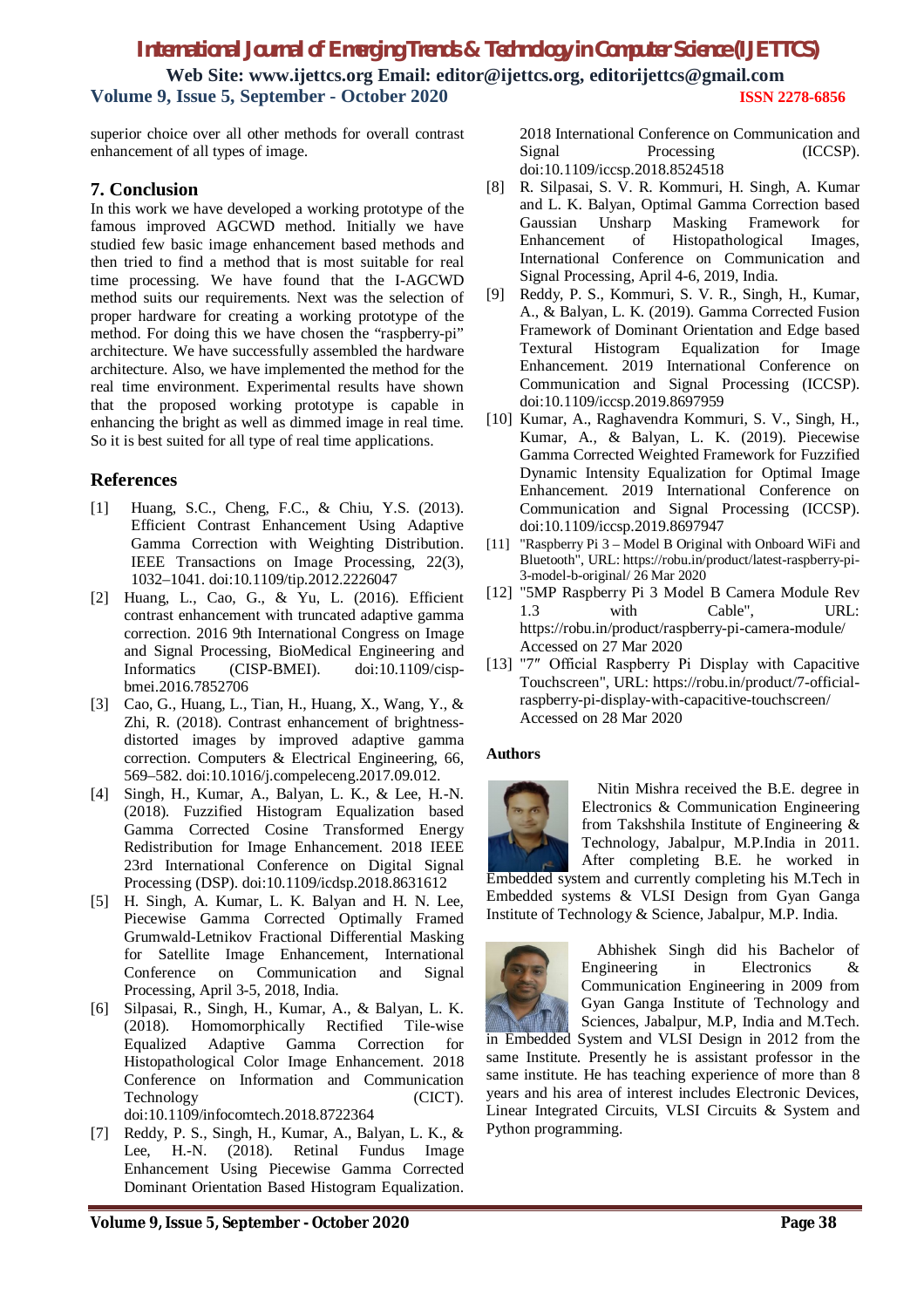superior choice over all other methods for overall contrast enhancement of all types of image.

## 7. Conclusion

In this work we have developed a working prototype of the famous improved AGCWD method. Initially we have studied few basic image enhancement based methods and then tried to find a method that is most suitable for real time processing. We have found that the I-AGCWD method suits our requirements. Next was the selection of proper hardware for creating a working prototype of the method. For doing this we have chosen the "raspberry-pi" architecture. We have successfully assembled the hardware architecture. Also, we have implemented the method for the real time environment. Experimental results have shown that the proposed working prototype is capable in enhancing the bright as well as dimmed image in real time. So it is best suited for all type of real time applications.

## References

[1] Huang, S.C., Cheng, F.C., & Chiu, Y.S. (2013). Efficient Contrast Enhancement Using Adaptive Gamma Correction With Weighting Distribution. IEEE Transactions on Image Processing, 22(3), 1032–1041. doi:10.1109/tip.2012.2226047

[2] Huang, L., Cao, G., & Yu, L. (2016). Efficient contrast enhancement with truncated adaptive gamma correction. 2016 9th International Congress on Image and Signal Processing, BioMedical Engineering and Informatics (CISP-BMEI). doi:10.1109/cisp-bmei.2016.7852706

[3] Cao, G., Huang, L., Tian, H., Huang, X., Wang, Y., & Zhi, R. (2018). Contrast enhancement of brightness-distorted images by improved adaptive gamma correction. Computers & Electrical Engineering, 66, 569–582. doi:10.1016/j.compeleceng.2017.09.012.

[4] Singh, H., Kumar, A., Balyan, L. K., & Lee, H.-N. (2018). Fuzzified Histogram Equalization based Gamma Corrected Cosine Transformed Energy Redistribution for Image Enhancement. 2018 IEEE 23rd International Conference on Digital Signal Processing (DSP). doi:10.1109/icdsp.2018.8631612

[5] H. Singh, A. Kumar, L. K. Balyan and H. N. Lee, Piecewise Gamma Corrected Optimally Framed Grumwald-Letnikov Fractional Differential Masking for Satellite Image Enhancement, International Conference on Communication and Signal Processing, April 3-5, 2018, India.

[6] Silpasai, R., Singh, H., Kumar, A., & Balyan, L. K. (2018). Homomorphically Rectified Tile-wise Equalized Adaptive Gamma Correction for Histopathological Color Image Enhancement. 2018 Conference on Information and Communication Technology (CICT). doi:10.1109/infocomtech.2018.8722364

[7] Reddy, P. S., Singh, H., Kumar, A., Balyan, L. K., & Lee, H.-N. (2018). Retinal Fundus Image Enhancement Using Piecewise Gamma Corrected Dominant Orientation Based Histogram Equalization. 2018 International Conference on Communication and Signal Processing (ICCSP). doi:10.1109/iccsp.2018.8524518

[8] R. Silpasai, S. V. R. Kommuri, H. Singh, A. Kumar and L. K. Balyan, Optimal Gamma Correction based Gaussian Unsharp Masking Framework for Enhancement of Histopathological Images, International Conference on Communication and Signal Processing, April 4-6, 2019, India.

[9] Reddy, P. S., Kommuri, S. V. R., Singh, H., Kumar, A., & Balyan, L. K. (2019). Gamma Corrected Fusion Framework of Dominant Orientation and Edge based Textural Histogram Equalization for Image Enhancement. 2019 International Conference on Communication and Signal Processing (ICCSP). doi:10.1109/iccsp.2019.8697959

[10] Kumar, A., Raghavendra Kommuri, S. V., Singh, H., Kumar, A., & Balyan, L. K. (2019). Piecewise Gamma Corrected Weighted Framework for Fuzzified Dynamic Intensity Equalization for Optimal Image Enhancement. 2019 International Conference on Communication and Signal Processing (ICCSP). doi:10.1109/iccsp.2019.8697947

[11] "Raspberry Pi 3 – Model B Original with Onboard WiFi and Bluetooth", URL: https://robu.in/product/latest-raspberry-pi-3-model-b-original/ 26 Mar 2020

[12] "5MP Raspberry Pi 3 Model B Camera Module Rev 1.3 with Cable", URL: https://robu.in/product/raspberry-pi-camera-module/ Accessed on 27 Mar 2020

[13] "7″ Official Raspberry Pi Display with Capacitive Touchscreen", URL: https://robu.in/product/7-official-raspberry-pi-display-with-capacitive-touchscreen/ Accessed on 28 Mar 2020

**Authors**

Nitin Mishra received the B.E. degree in Electronics & Communication Engineering from Takshshila Institute of Engineering & Technology, Jabalpur, M.P.India in 2011. After completing B.E. he worked in Embedded system and currently completing his M.Tech in Embedded systems & VLSI Design from Gyan Ganga Institute of Technology & Science, Jabalpur, M.P. India.

Abhishek Singh did his Bachelor of Engineering in Electronics & Communication Engineering in 2009 from Gyan Ganga Institute of Technology and Sciences, Jabalpur, M.P, India and M.Tech. in Embedded System and VLSI Design in 2012 from the same Institute. Presently he is assistant professor in the same institute. He has teaching experience of more than 8 years and his area of interest includes Electronic Devices, Linear Integrated Circuits, VLSI Circuits & System and Python programming.